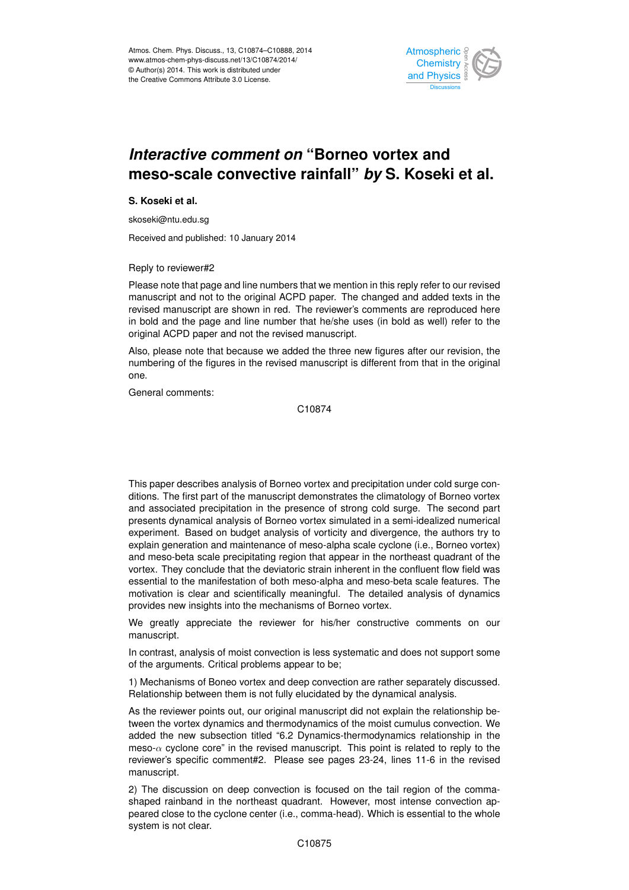# *Interactive comment on* "Borneo vortex and meso-scale convective rainfall" *by* S. Koseki et al.

**S. Koseki et al.**

skoseki@ntu.edu.sg

Received and published: 10 January 2014

Reply to reviewer#2

Please note that page and line numbers that we mention in this reply refer to our revised manuscript and not to the original ACPD paper. The changed and added texts in the revised manuscript are shown in red. The reviewer's comments are reproduced here in bold and the page and line number that he/she uses (in bold as well) refer to the original ACPD paper and not the revised manuscript.

Also, please note that because we added the three new figures after our revision, the numbering of the figures in the revised manuscript is different from that in the original one.

General comments:

This paper describes analysis of Borneo vortex and precipitation under cold surge conditions. The first part of the manuscript demonstrates the climatology of Borneo vortex and associated precipitation in the presence of strong cold surge. The second part presents dynamical analysis of Borneo vortex simulated in a semi-idealized numerical experiment. Based on budget analysis of vorticity and divergence, the authors try to explain generation and maintenance of meso-alpha scale cyclone (i.e., Borneo vortex) and meso-beta scale precipitating region that appear in the northeast quadrant of the vortex. They conclude that the deviatoric strain inherent in the confluent flow field was essential to the manifestation of both meso-alpha and meso-beta scale features. The motivation is clear and scientifically meaningful. The detailed analysis of dynamics provides new insights into the mechanisms of Borneo vortex.

We greatly appreciate the reviewer for his/her constructive comments on our manuscript.

In contrast, analysis of moist convection is less systematic and does not support some of the arguments. Critical problems appear to be;

1) Mechanisms of Boneo vortex and deep convection are rather separately discussed. Relationship between them is not fully elucidated by the dynamical analysis.

As the reviewer points out, our original manuscript did not explain the relationship between the vortex dynamics and thermodynamics of the moist cumulus convection. We added the new subsection titled "6.2 Dynamics-thermodynamics relationship in the meso-$\alpha$ cyclone core" in the revised manuscript. This point is related to reply to the reviewer's specific comment#2. Please see pages 23-24, lines 11-6 in the revised manuscript.

2) The discussion on deep convection is focused on the tail region of the comma-shaped rainband in the northeast quadrant. However, most intense convection appeared close to the cyclone center (i.e., comma-head). Which is essential to the whole system is not clear.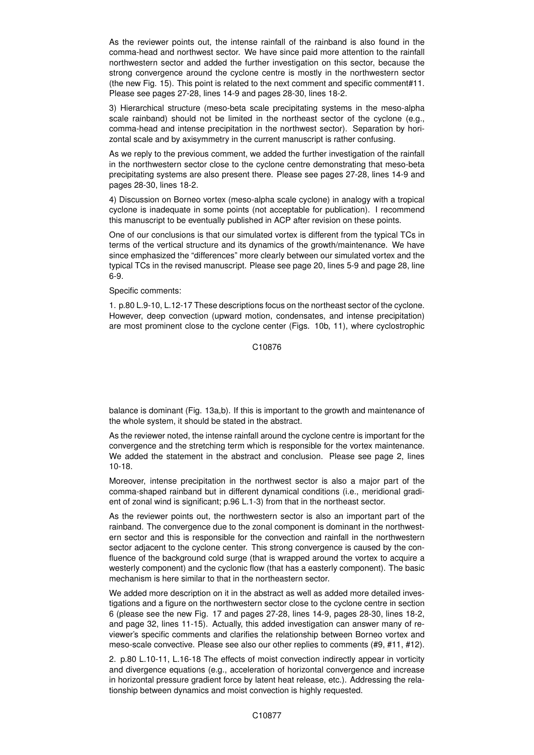As the reviewer points out, the intense rainfall of the rainband is also found in the comma-head and northwest sector. We have since paid more attention to the rainfall northwestern sector and added the further investigation on this sector, because the strong convergence around the cyclone centre is mostly in the northwestern sector (the new Fig. 15). This point is related to the next comment and specific comment#11. Please see pages 27-28, lines 14-9 and pages 28-30, lines 18-2.

3) Hierarchical structure (meso-beta scale precipitating systems in the meso-alpha scale rainband) should not be limited in the northeast sector of the cyclone (e.g., comma-head and intense precipitation in the northwest sector). Separation by horizontal scale and by axisymmetry in the current manuscript is rather confusing.

As we reply to the previous comment, we added the further investigation of the rainfall in the northwestern sector close to the cyclone centre demonstrating that meso-beta precipitating systems are also present there. Please see pages 27-28, lines 14-9 and pages 28-30, lines 18-2.

4) Discussion on Borneo vortex (meso-alpha scale cyclone) in analogy with a tropical cyclone is inadequate in some points (not acceptable for publication). I recommend this manuscript to be eventually published in ACP after revision on these points.

One of our conclusions is that our simulated vortex is different from the typical TCs in terms of the vertical structure and its dynamics of the growth/maintenance. We have since emphasized the "differences" more clearly between our simulated vortex and the typical TCs in the revised manuscript. Please see page 20, lines 5-9 and page 28, line 6-9.

Specific comments:

1. p.80 L.9-10, L.12-17 These descriptions focus on the northeast sector of the cyclone. However, deep convection (upward motion, condensates, and intense precipitation) are most prominent close to the cyclone center (Figs. 10b, 11), where cyclostrophic balance is dominant (Fig. 13a,b). If this is important to the growth and maintenance of the whole system, it should be stated in the abstract.

As the reviewer noted, the intense rainfall around the cyclone centre is important for the convergence and the stretching term which is responsible for the vortex maintenance. We added the statement in the abstract and conclusion. Please see page 2, lines 10-18.

Moreover, intense precipitation in the northwest sector is also a major part of the comma-shaped rainband but in different dynamical conditions (i.e., meridional gradient of zonal wind is significant; p.96 L.1-3) from that in the northeast sector.

As the reviewer points out, the northwestern sector is also an important part of the rainband. The convergence due to the zonal component is dominant in the northwestern sector and this is responsible for the convection and rainfall in the northwestern sector adjacent to the cyclone center. This strong convergence is caused by the confluence of the background cold surge (that is wrapped around the vortex to acquire a westerly component) and the cyclonic flow (that has a easterly component). The basic mechanism is here similar to that in the northeastern sector.

We added more description on it in the abstract as well as added more detailed investigations and a figure on the northwestern sector close to the cyclone centre in section 6 (please see the new Fig. 17 and pages 27-28, lines 14-9, pages 28-30, lines 18-2, and page 32, lines 11-15). Actually, this added investigation can answer many of reviewer's specific comments and clarifies the relationship between Borneo vortex and meso-scale convective. Please see also our other replies to comments (#9, #11, #12).

2. p.80 L.10-11, L.16-18 The effects of moist convection indirectly appear in vorticity and divergence equations (e.g., acceleration of horizontal convergence and increase in horizontal pressure gradient force by latent heat release, etc.). Addressing the relationship between dynamics and moist convection is highly requested.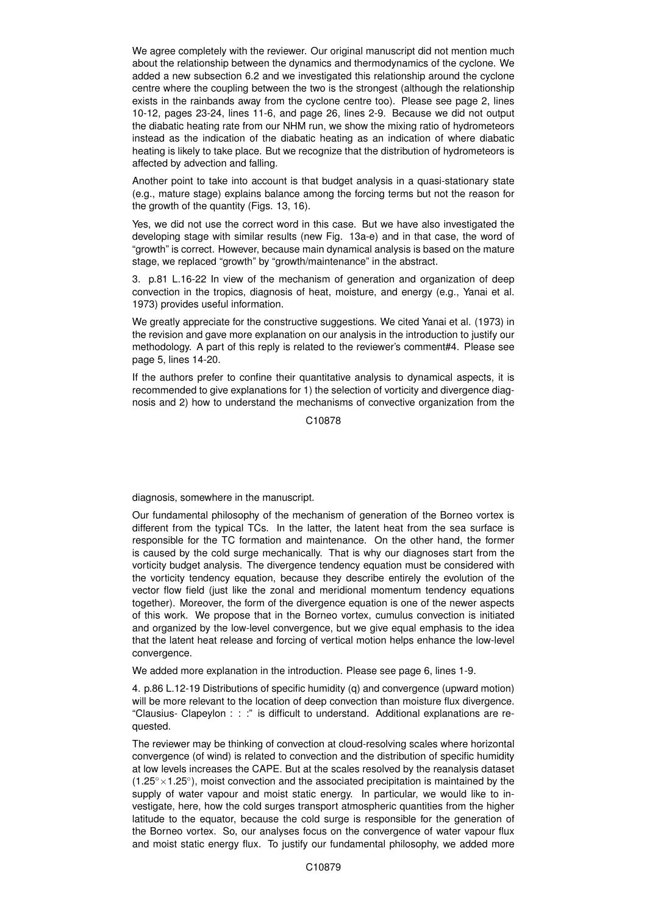We agree completely with the reviewer. Our original manuscript did not mention much about the relationship between the dynamics and thermodynamics of the cyclone. We added a new subsection 6.2 and we investigated this relationship around the cyclone centre where the coupling between the two is the strongest (although the relationship exists in the rainbands away from the cyclone centre too). Please see page 2, lines 10-12, pages 23-24, lines 11-6, and page 26, lines 2-9. Because we did not output the diabatic heating rate from our NHM run, we show the mixing ratio of hydrometeors instead as the indication of the diabatic heating as an indication of where diabatic heating is likely to take place. But we recognize that the distribution of hydrometeors is affected by advection and falling.

Another point to take into account is that budget analysis in a quasi-stationary state (e.g., mature stage) explains balance among the forcing terms but not the reason for the growth of the quantity (Figs. 13, 16).

Yes, we did not use the correct word in this case. But we have also investigated the developing stage with similar results (new Fig. 13a-e) and in that case, the word of "growth" is correct. However, because main dynamical analysis is based on the mature stage, we replaced "growth" by "growth/maintenance" in the abstract.

3. p.81 L.16-22 In view of the mechanism of generation and organization of deep convection in the tropics, diagnosis of heat, moisture, and energy (e.g., Yanai et al. 1973) provides useful information.

We greatly appreciate for the constructive suggestions. We cited Yanai et al. (1973) in the revision and gave more explanation on our analysis in the introduction to justify our methodology. A part of this reply is related to the reviewer's comment#4. Please see page 5, lines 14-20.

If the authors prefer to confine their quantitative analysis to dynamical aspects, it is recommended to give explanations for 1) the selection of vorticity and divergence diagnosis and 2) how to understand the mechanisms of convective organization from the diagnosis, somewhere in the manuscript.

Our fundamental philosophy of the mechanism of generation of the Borneo vortex is different from the typical TCs. In the latter, the latent heat from the sea surface is responsible for the TC formation and maintenance. On the other hand, the former is caused by the cold surge mechanically. That is why our diagnoses start from the vorticity budget analysis. The divergence tendency equation must be considered with the vorticity tendency equation, because they describe entirely the evolution of the vector flow field (just like the zonal and meridional momentum tendency equations together). Moreover, the form of the divergence equation is one of the newer aspects of this work. We propose that in the Borneo vortex, cumulus convection is initiated and organized by the low-level convergence, but we give equal emphasis to the idea that the latent heat release and forcing of vertical motion helps enhance the low-level convergence.

We added more explanation in the introduction. Please see page 6, lines 1-9.

4. p.86 L.12-19 Distributions of specific humidity (q) and convergence (upward motion) will be more relevant to the location of deep convection than moisture flux divergence. "Clausius- Clapeyalon : : :" is difficult to understand. Additional explanations are requested.

The reviewer may be thinking of convection at cloud-resolving scales where horizontal convergence (of wind) is related to convection and the distribution of specific humidity at low levels increases the CAPE. But at the scales resolved by the reanalysis dataset ($1.25^\circ \times 1.25^\circ$), moist convection and the associated precipitation is maintained by the supply of water vapour and moist static energy. In particular, we would like to investigate, here, how the cold surges transport atmospheric quantities from the higher latitude to the equator, because the cold surge is responsible for the generation of the Borneo vortex. So, our analyses focus on the convergence of water vapour flux and moist static energy flux. To justify our fundamental philosophy, we added more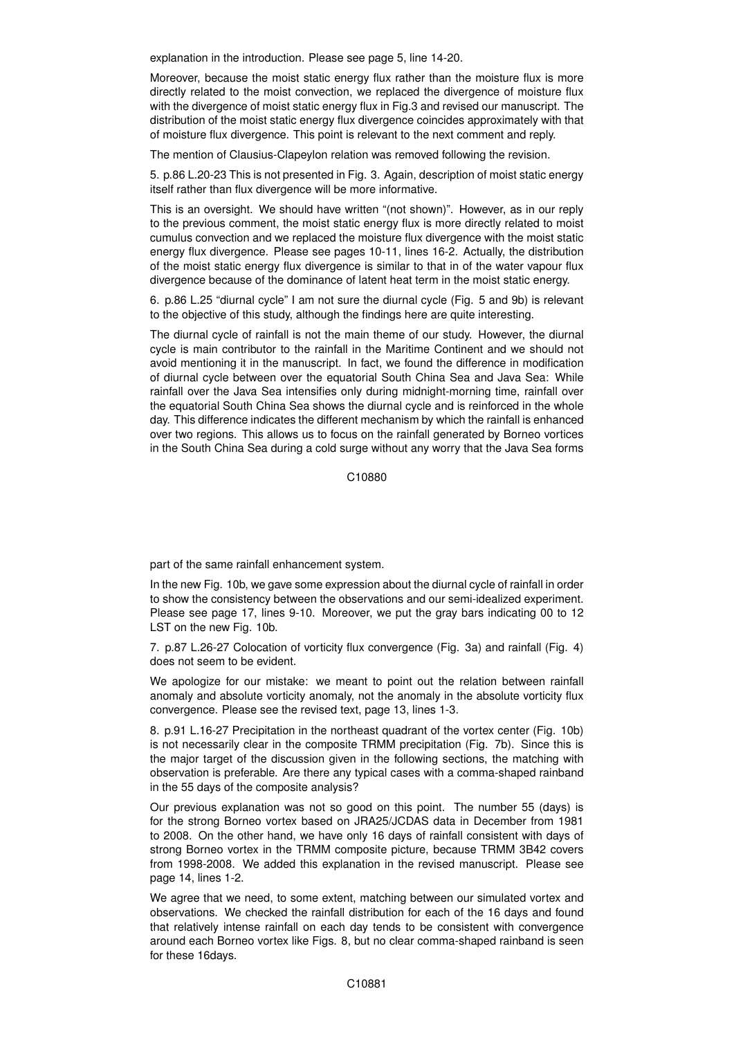explanation in the introduction. Please see page 5, line 14-20.

Moreover, because the moist static energy flux rather than the moisture flux is more directly related to the moist convection, we replaced the divergence of moisture flux with the divergence of moist static energy flux in Fig.3 and revised our manuscript. The distribution of the moist static energy flux divergence coincides approximately with that of moisture flux divergence. This point is relevant to the next comment and reply.

The mention of Clausius-Clapeylon relation was removed following the revision.

5. p.86 L.20-23 This is not presented in Fig. 3. Again, description of moist static energy itself rather than flux divergence will be more informative.

This is an oversight. We should have written "(not shown)". However, as in our reply to the previous comment, the moist static energy flux is more directly related to moist cumulus convection and we replaced the moisture flux divergence with the moist static energy flux divergence. Please see pages 10-11, lines 16-2. Actually, the distribution of the moist static energy flux divergence is similar to that in of the water vapour flux divergence because of the dominance of latent heat term in the moist static energy.

6. p.86 L.25 "diurnal cycle" I am not sure the diurnal cycle (Fig. 5 and 9b) is relevant to the objective of this study, although the findings here are quite interesting.

The diurnal cycle of rainfall is not the main theme of our study. However, the diurnal cycle is main contributor to the rainfall in the Maritime Continent and we should not avoid mentioning it in the manuscript. In fact, we found the difference in modification of diurnal cycle between over the equatorial South China Sea and Java Sea: While rainfall over the Java Sea intensifies only during midnight-morning time, rainfall over the equatorial South China Sea shows the diurnal cycle and is reinforced in the whole day. This difference indicates the different mechanism by which the rainfall is enhanced over two regions. This allows us to focus on the rainfall generated by Borneo vortices in the South China Sea during a cold surge without any worry that the Java Sea forms part of the same rainfall enhancement system.

In the new Fig. 10b, we gave some expression about the diurnal cycle of rainfall in order to show the consistency between the observations and our semi-idealized experiment. Please see page 17, lines 9-10. Moreover, we put the gray bars indicating 00 to 12 LST on the new Fig. 10b.

7. p.87 L.26-27 Colocation of vorticity flux convergence (Fig. 3a) and rainfall (Fig. 4) does not seem to be evident.

We apologize for our mistake: we meant to point out the relation between rainfall anomaly and absolute vorticity anomaly, not the anomaly in the absolute vorticity flux convergence. Please see the revised text, page 13, lines 1-3.

8. p.91 L.16-27 Precipitation in the northeast quadrant of the vortex center (Fig. 10b) is not necessarily clear in the composite TRMM precipitation (Fig. 7b). Since this is the major target of the discussion given in the following sections, the matching with observation is preferable. Are there any typical cases with a comma-shaped rainband in the 55 days of the composite analysis?

Our previous explanation was not so good on this point. The number 55 (days) is for the strong Borneo vortex based on JRA25/JCDAS data in December from 1981 to 2008. On the other hand, we have only 16 days of rainfall consistent with days of strong Borneo vortex in the TRMM composite picture, because TRMM 3B42 covers from 1998-2008. We added this explanation in the revised manuscript. Please see page 14, lines 1-2.

We agree that we need, to some extent, matching between our simulated vortex and observations. We checked the rainfall distribution for each of the 16 days and found that relatively intense rainfall on each day tends to be consistent with convergence around each Borneo vortex like Figs. 8, but no clear comma-shaped rainband is seen for these 16days.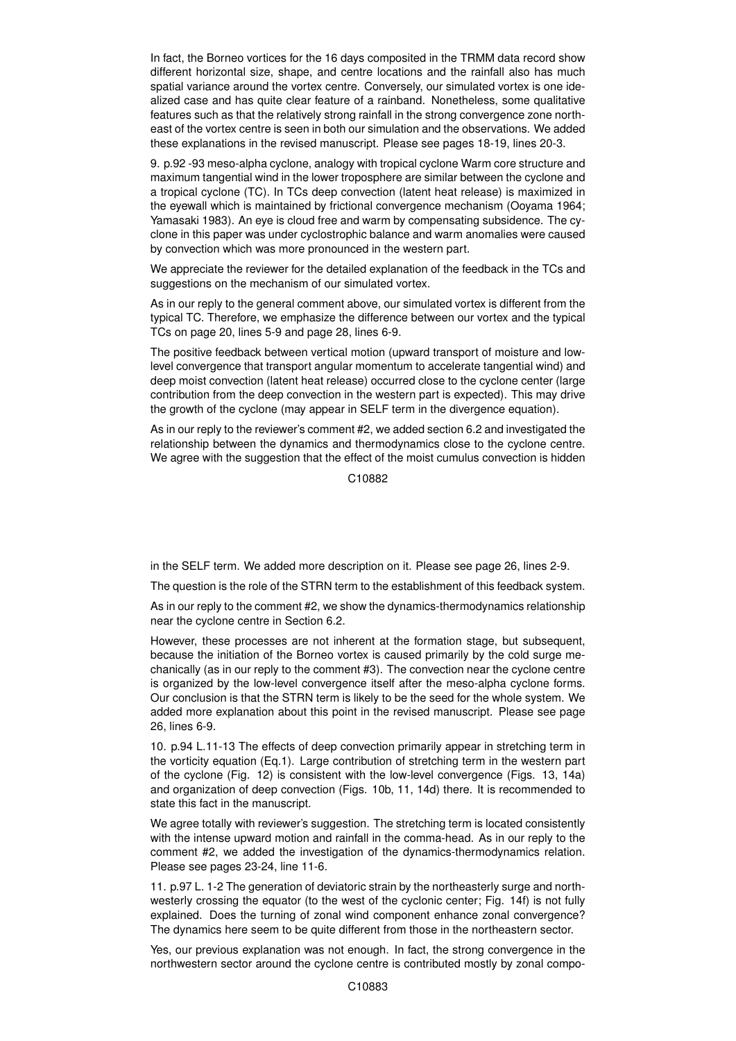In fact, the Borneo vortices for the 16 days composited in the TRMM data record show different horizontal size, shape, and centre locations and the rainfall also has much spatial variance around the vortex centre. Conversely, our simulated vortex is one idealized case and has quite clear feature of a rainband. Nonetheless, some qualitative features such as that the relatively strong rainfall in the strong convergence zone northeast of the vortex centre is seen in both our simulation and the observations. We added these explanations in the revised manuscript. Please see pages 18-19, lines 20-3.

9. p.92 -93 meso-alpha cyclone, analogy with tropical cyclone Warm core structure and maximum tangential wind in the lower troposphere are similar between the cyclone and a tropical cyclone (TC). In TCs deep convection (latent heat release) is maximized in the eyewall which is maintained by frictional convergence mechanism (Ooyama 1964; Yamasaki 1983). An eye is cloud free and warm by compensating subsidence. The cyclone in this paper was under cyclostrophic balance and warm anomalies were caused by convection which was more pronounced in the western part.

We appreciate the reviewer for the detailed explanation of the feedback in the TCs and suggestions on the mechanism of our simulated vortex.

As in our reply to the general comment above, our simulated vortex is different from the typical TC. Therefore, we emphasize the difference between our vortex and the typical TCs on page 20, lines 5-9 and page 28, lines 6-9.

The positive feedback between vertical motion (upward transport of moisture and low-level convergence that transport angular momentum to accelerate tangential wind) and deep moist convection (latent heat release) occurred close to the cyclone center (large contribution from the deep convection in the western part is expected). This may drive the growth of the cyclone (may appear in SELF term in the divergence equation).

As in our reply to the reviewer's comment #2, we added section 6.2 and investigated the relationship between the dynamics and thermodynamics close to the cyclone centre. We agree with the suggestion that the effect of the moist cumulus convection is hidden in the SELF term. We added more description on it. Please see page 26, lines 2-9.

The question is the role of the STRN term to the establishment of this feedback system.

As in our reply to the comment #2, we show the dynamics-thermodynamics relationship near the cyclone centre in Section 6.2.

However, these processes are not inherent at the formation stage, but subsequent, because the initiation of the Borneo vortex is caused primarily by the cold surge mechanically (as in our reply to the comment #3). The convection near the cyclone centre is organized by the low-level convergence itself after the meso-alpha cyclone forms. Our conclusion is that the STRN term is likely to be the seed for the whole system. We added more explanation about this point in the revised manuscript. Please see page 26, lines 6-9.

10. p.94 L.11-13 The effects of deep convection primarily appear in stretching term in the vorticity equation (Eq.1). Large contribution of stretching term in the western part of the cyclone (Fig. 12) is consistent with the low-level convergence (Figs. 13, 14a) and organization of deep convection (Figs. 10b, 11, 14d) there. It is recommended to state this fact in the manuscript.

We agree totally with reviewer's suggestion. The stretching term is located consistently with the intense upward motion and rainfall in the comma-head. As in our reply to the comment #2, we added the investigation of the dynamics-thermodynamics relation. Please see pages 23-24, line 11-6.

11. p.97 L. 1-2 The generation of deviatoric strain by the northeasterly surge and northwesterly crossing the equator (to the west of the cyclonic center; Fig. 14f) is not fully explained. Does the turning of zonal wind component enhance zonal convergence? The dynamics here seem to be quite different from those in the northeastern sector.

Yes, our previous explanation was not enough. In fact, the strong convergence in the northwestern sector around the cyclone centre is contributed mostly by zonal compo-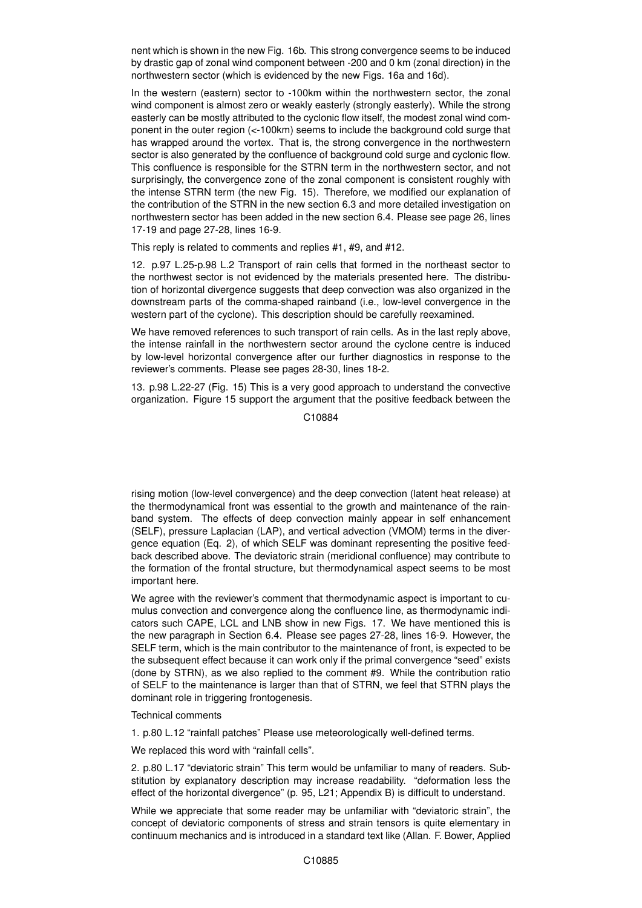nent which is shown in the new Fig. 16b. This strong convergence seems to be induced by drastic gap of zonal wind component between -200 and 0 km (zonal direction) in the northwestern sector (which is evidenced by the new Figs. 16a and 16d).

In the western (eastern) sector to -100km within the northwestern sector, the zonal wind component is almost zero or weakly easterly (strongly easterly). While the strong easterly can be mostly attributed to the cyclonic flow itself, the modest zonal wind component in the outer region (<-100km) seems to include the background cold surge that has wrapped around the vortex. That is, the strong convergence in the northwestern sector is also generated by the confluence of background cold surge and cyclonic flow. This confluence is responsible for the STRN term in the northwestern sector, and not surprisingly, the convergence zone of the zonal component is consistent roughly with the intense STRN term (the new Fig. 15). Therefore, we modified our explanation of the contribution of the STRN in the new section 6.3 and more detailed investigation on northwestern sector has been added in the new section 6.4. Please see page 26, lines 17-19 and page 27-28, lines 16-9.

This reply is related to comments and replies #1, #9, and #12.

12. p.97 L.25-p.98 L.2 Transport of rain cells that formed in the northeast sector to the northwest sector is not evidenced by the materials presented here. The distribution of horizontal divergence suggests that deep convection was also organized in the downstream parts of the comma-shaped rainband (i.e., low-level convergence in the western part of the cyclone). This description should be carefully reexamined.

We have removed references to such transport of rain cells. As in the last reply above, the intense rainfall in the northwestern sector around the cyclone centre is induced by low-level horizontal convergence after our further diagnostics in response to the reviewer's comments. Please see pages 28-30, lines 18-2.

13. p.98 L.22-27 (Fig. 15) This is a very good approach to understand the convective organization. Figure 15 support the argument that the positive feedback between the rising motion (low-level convergence) and the deep convection (latent heat release) at the thermodynamical front was essential to the growth and maintenance of the rainband system. The effects of deep convection mainly appear in self enhancement (SELF), pressure Laplacian (LAP), and vertical advection (VMOM) terms in the divergence equation (Eq. 2), of which SELF was dominant representing the positive feedback described above. The deviatoric strain (meridional confluence) may contribute to the formation of the frontal structure, but thermodynamical aspect seems to be most important here.

We agree with the reviewer's comment that thermodynamic aspect is important to cumulus convection and convergence along the confluence line, as thermodynamic indicators such CAPE, LCL and LNB show in new Figs. 17. We have mentioned this is the new paragraph in Section 6.4. Please see pages 27-28, lines 16-9. However, the SELF term, which is the main contributor to the maintenance of front, is expected to be the subsequent effect because it can work only if the primal convergence "seed" exists (done by STRN), as we also replied to the comment #9. While the contribution ratio of SELF to the maintenance is larger than that of STRN, we feel that STRN plays the dominant role in triggering frontogenesis.

Technical comments

1. p.80 L.12 "rainfall patches" Please use meteorologically well-defined terms.

We replaced this word with "rainfall cells".

2. p.80 L.17 "deviatoric strain" This term would be unfamiliar to many of readers. Substitution by explanatory description may increase readability. "deformation less the effect of the horizontal divergence" (p. 95, L21; Appendix B) is difficult to understand.

While we appreciate that some reader may be unfamiliar with "deviatoric strain", the concept of deviatoric components of stress and strain tensors is quite elementary in continuum mechanics and is introduced in a standard text like (Allan. F. Bower, Applied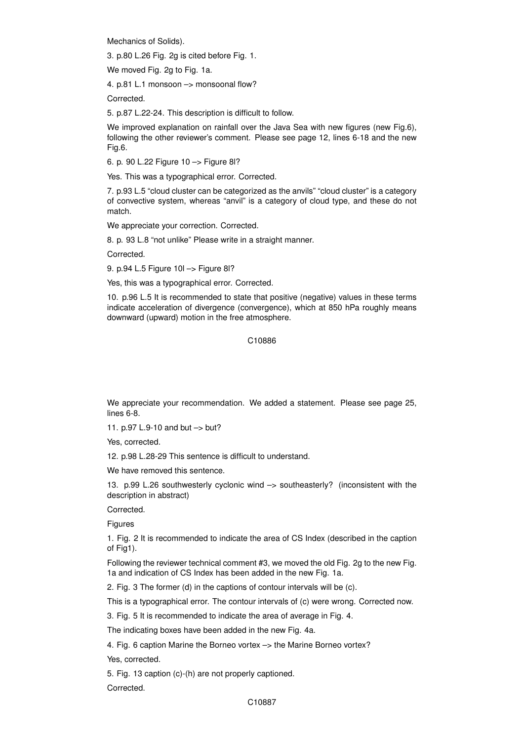Mechanics of Solids).

3. p.80 L.26 Fig. 2g is cited before Fig. 1.

We moved Fig. 2g to Fig. 1a.

4. p.81 L.1 monsoon –> monsoonal flow?

Corrected.

5. p.87 L.22-24. This description is difficult to follow.

We improved explanation on rainfall over the Java Sea with new figures (new Fig.6), following the other reviewer's comment. Please see page 12, lines 6-18 and the new Fig.6.

6. p. 90 L.22 Figure 10 –> Figure 8l?

Yes. This was a typographical error. Corrected.

7. p.93 L.5 "cloud cluster can be categorized as the anvils" "cloud cluster" is a category of convective system, whereas "anvil" is a category of cloud type, and these do not match.

We appreciate your correction. Corrected.

8. p. 93 L.8 "not unlike" Please write in a straight manner.

Corrected.

9. p.94 L.5 Figure 10l –> Figure 8l?

Yes, this was a typographical error. Corrected.

10. p.96 L.5 It is recommended to state that positive (negative) values in these terms indicate acceleration of divergence (convergence), which at 850 hPa roughly means downward (upward) motion in the free atmosphere.

We appreciate your recommendation. We added a statement. Please see page 25, lines 6-8.

11. p.97 L.9-10 and but –> but?

Yes, corrected.

12. p.98 L.28-29 This sentence is difficult to understand.

We have removed this sentence.

13. p.99 L.26 southwesterly cyclonic wind –> southeasterly? (inconsistent with the description in abstract)

Corrected.

Figures

1. Fig. 2 It is recommended to indicate the area of CS Index (described in the caption of Fig1).

Following the reviewer technical comment #3, we moved the old Fig. 2g to the new Fig. 1a and indication of CS Index has been added in the new Fig. 1a.

2. Fig. 3 The former (d) in the captions of contour intervals will be (c).

This is a typographical error. The contour intervals of (c) were wrong. Corrected now.

3. Fig. 5 It is recommended to indicate the area of average in Fig. 4.

The indicating boxes have been added in the new Fig. 4a.

4. Fig. 6 caption Marine the Borneo vortex –> the Marine Borneo vortex?

Yes, corrected.

5. Fig. 13 caption (c)-(h) are not properly captioned.

Corrected.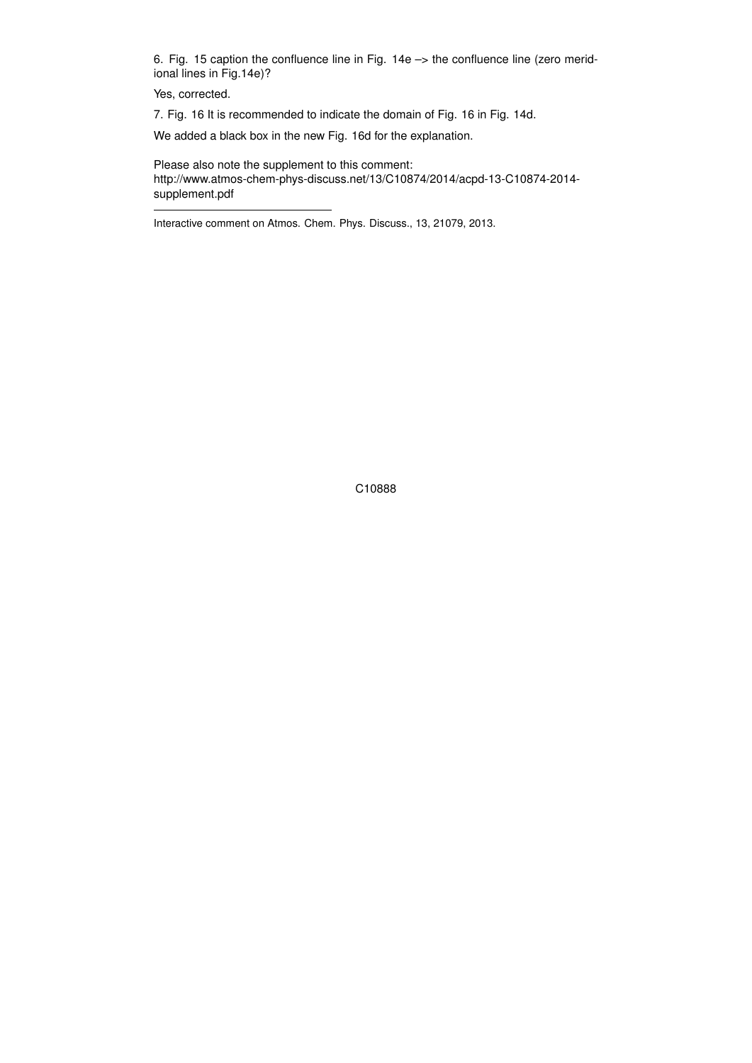6. Fig. 15 caption the confluence line in Fig. 14e –> the confluence line (zero meridional lines in Fig.14e)?

Yes, corrected.

7. Fig. 16 It is recommended to indicate the domain of Fig. 16 in Fig. 14d.

We added a black box in the new Fig. 16d for the explanation.

Please also note the supplement to this comment:
http://www.atmos-chem-phys-discuss.net/13/C10874/2014/acpd-13-C10874-2014-supplement.pdf

---

Interactive comment on Atmos. Chem. Phys. Discuss., 13, 21079, 2013.